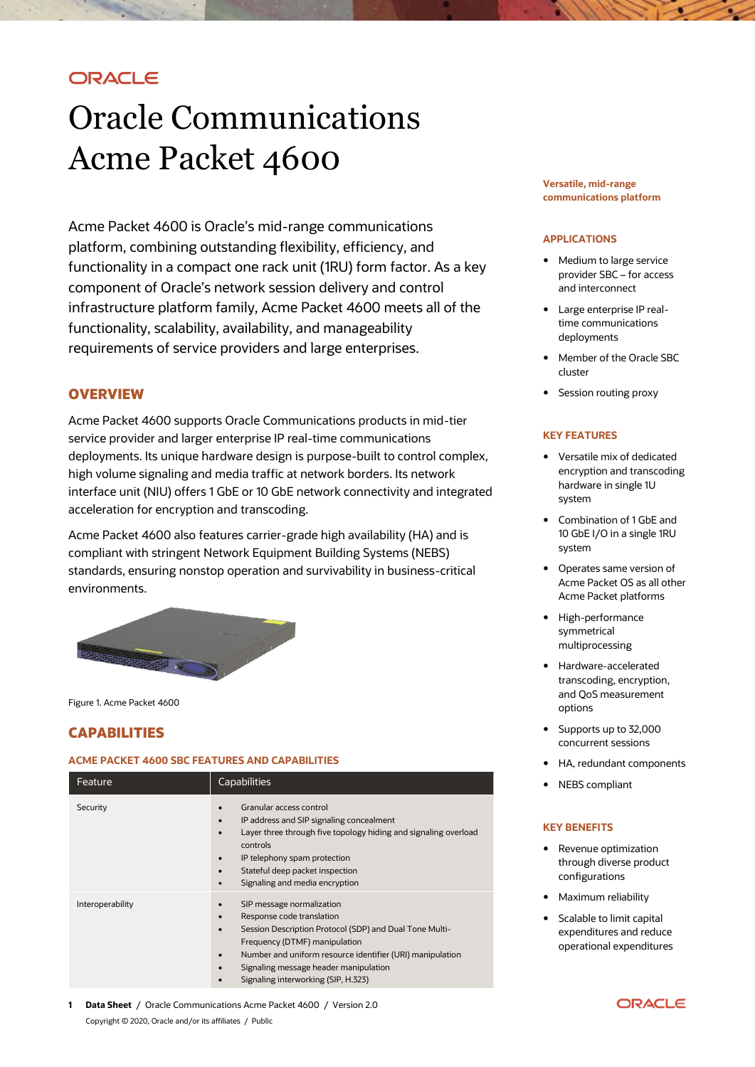# Oracle Communications Acme Packet 4600

Acme Packet 4600 is Oracle's mid-range communications platform, combining outstanding flexibility, efficiency, and functionality in a compact one rack unit (1RU) form factor. As a key component of Oracle's network session delivery and control infrastructure platform family, Acme Packet 4600 meets all of the functionality, scalability, availability, and manageability requirements of service providers and large enterprises.

## OVERVIEW

Acme Packet 4600 supports Oracle Communications products in mid-tier service provider and larger enterprise IP real-time communications deployments. Its unique hardware design is purpose-built to control complex, high volume signaling and media traffic at network borders. Its network interface unit (NIU) offers 1 GbE or 10 GbE network connectivity and integrated acceleration for encryption and transcoding.

Acme Packet 4600 also features carrier-grade high availability (HA) and is compliant with stringent Network Equipment Building Systems (NEBS) standards, ensuring nonstop operation and survivability in business-critical environments.

Figure 1. Acme Packet 4600

## CAPABILITIES

### ACME PACKET 4600 SBC FEATURES AND CAPABILITIES

| Feature | Capabilities |
| --- | --- |
| Security | • Granular access control<br>• IP address and SIP signaling concealment<br>• Layer three through five topology hiding and signaling overload controls<br>• IP telephony spam protection<br>• Stateful deep packet inspection<br>• Signaling and media encryption |
| Interoperability | • SIP message normalization<br>• Response code translation<br>• Session Description Protocol (SDP) and Dual Tone Multi-Frequency (DTMF) manipulation<br>• Number and uniform resource identifier (URI) manipulation<br>• Signaling message header manipulation<br>• Signaling interworking (SIP, H.323) |

**Versatile, mid-range communications platform**

### APPLICATIONS

- Medium to large service provider SBC – for access and interconnect
- Large enterprise IP real-time communications deployments
- Member of the Oracle SBC cluster
- Session routing proxy

### KEY FEATURES

- Versatile mix of dedicated encryption and transcoding hardware in single 1U system
- Combination of 1 GbE and 10 GbE I/O in a single 1RU system
- Operates same version of Acme Packet OS as all other Acme Packet platforms
- High-performance symmetrical multiprocessing
- Hardware-accelerated transcoding, encryption, and QoS measurement options
- Supports up to 32,000 concurrent sessions
- HA, redundant components
- NEBS compliant

### KEY BENEFITS

- Revenue optimization through diverse product configurations
- Maximum reliability
- Scalable to limit capital expenditures and reduce operational expenditures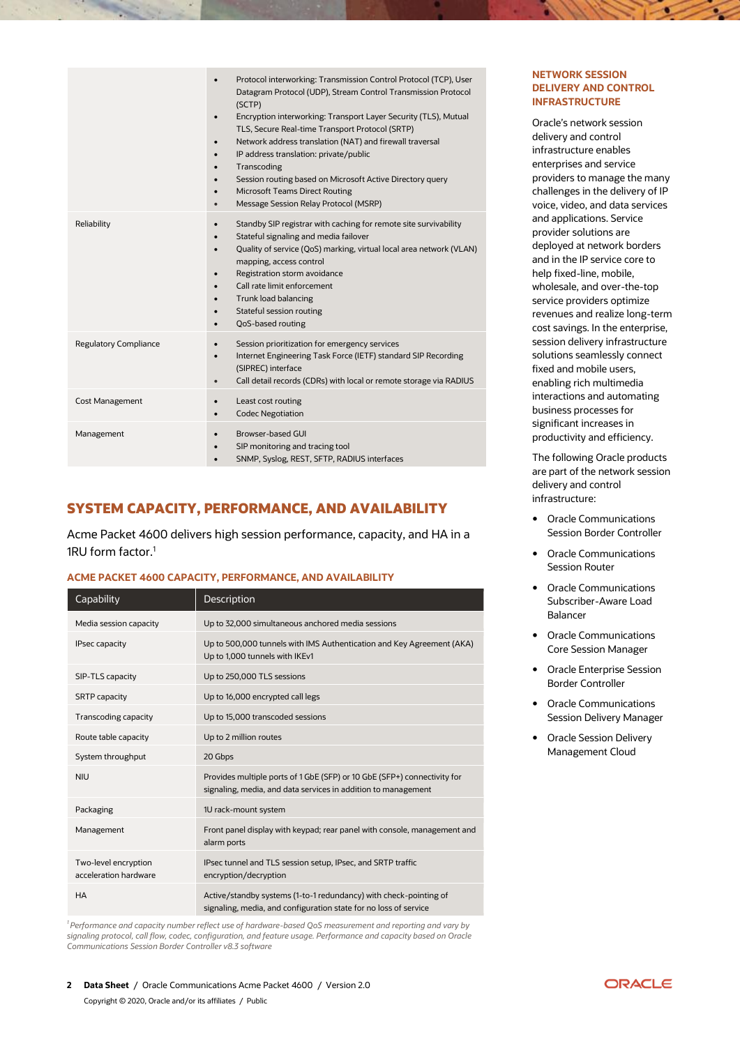| | |
|---|---|
| | • Protocol interworking: Transmission Control Protocol (TCP), User Datagram Protocol (UDP), Stream Control Transmission Protocol (SCTP)<br>• Encryption interworking: Transport Layer Security (TLS), Mutual TLS, Secure Real-time Transport Protocol (SRTP)<br>• Network address translation (NAT) and firewall traversal<br>• IP address translation: private/public<br>• Transcoding<br>• Session routing based on Microsoft Active Directory query<br>• Microsoft Teams Direct Routing<br>• Message Session Relay Protocol (MSRP) |
| Reliability | • Standby SIP registrar with caching for remote site survivability<br>• Stateful signaling and media failover<br>• Quality of service (QoS) marking, virtual local area network (VLAN) mapping, access control<br>• Registration storm avoidance<br>• Call rate limit enforcement<br>• Trunk load balancing<br>• Stateful session routing<br>• QoS-based routing |
| Regulatory Compliance | • Session prioritization for emergency services<br>• Internet Engineering Task Force (IETF) standard SIP Recording (SIPREC) interface<br>• Call detail records (CDRs) with local or remote storage via RADIUS |
| Cost Management | • Least cost routing<br>• Codec Negotiation |
| Management | • Browser-based GUI<br>• SIP monitoring and tracing tool<br>• SNMP, Syslog, REST, SFTP, RADIUS interfaces |

## SYSTEM CAPACITY, PERFORMANCE, AND AVAILABILITY

Acme Packet 4600 delivers high session performance, capacity, and HA in a 1RU form factor.[1]

### ACME PACKET 4600 CAPACITY, PERFORMANCE, AND AVAILABILITY

| Capability | Description |
|---|---|
| Media session capacity | Up to 32,000 simultaneous anchored media sessions |
| IPsec capacity | Up to 500,000 tunnels with IMS Authentication and Key Agreement (AKA)<br>Up to 1,000 tunnels with IKEv1 |
| SIP-TLS capacity | Up to 250,000 TLS sessions |
| SRTP capacity | Up to 16,000 encrypted call legs |
| Transcoding capacity | Up to 15,000 transcoded sessions |
| Route table capacity | Up to 2 million routes |
| System throughput | 20 Gbps |
| NIU | Provides multiple ports of 1 GbE (SFP) or 10 GbE (SFP+) connectivity for signaling, media, and data services in addition to management |
| Packaging | 1U rack-mount system |
| Management | Front panel display with keypad; rear panel with console, management and alarm ports |
| Two-level encryption acceleration hardware | IPsec tunnel and TLS session setup, IPsec, and SRTP traffic encryption/decryption |
| HA | Active/standby systems (1-to-1 redundancy) with check-pointing of signaling, media, and configuration state for no loss of service |

*[1] Performance and capacity number reflect use of hardware-based QoS measurement and reporting and vary by signaling protocol, call flow, codec, configuration, and feature usage. Performance and capacity based on Oracle Communications Session Border Controller v8.3 software*

### NETWORK SESSION DELIVERY AND CONTROL INFRASTRUCTURE

Oracle's network session delivery and control infrastructure enables enterprises and service providers to manage the many challenges in the delivery of IP voice, video, and data services and applications. Service provider solutions are deployed at network borders and in the IP service core to help fixed-line, mobile, wholesale, and over-the-top service providers optimize revenues and realize long-term cost savings. In the enterprise, session delivery infrastructure solutions seamlessly connect fixed and mobile users, enabling rich multimedia interactions and automating business processes for significant increases in productivity and efficiency.

The following Oracle products are part of the network session delivery and control infrastructure:

- Oracle Communications Session Border Controller
- Oracle Communications Session Router
- Oracle Communications Subscriber-Aware Load Balancer
- Oracle Communications Core Session Manager
- Oracle Enterprise Session Border Controller
- Oracle Communications Session Delivery Manager
- Oracle Session Delivery Management Cloud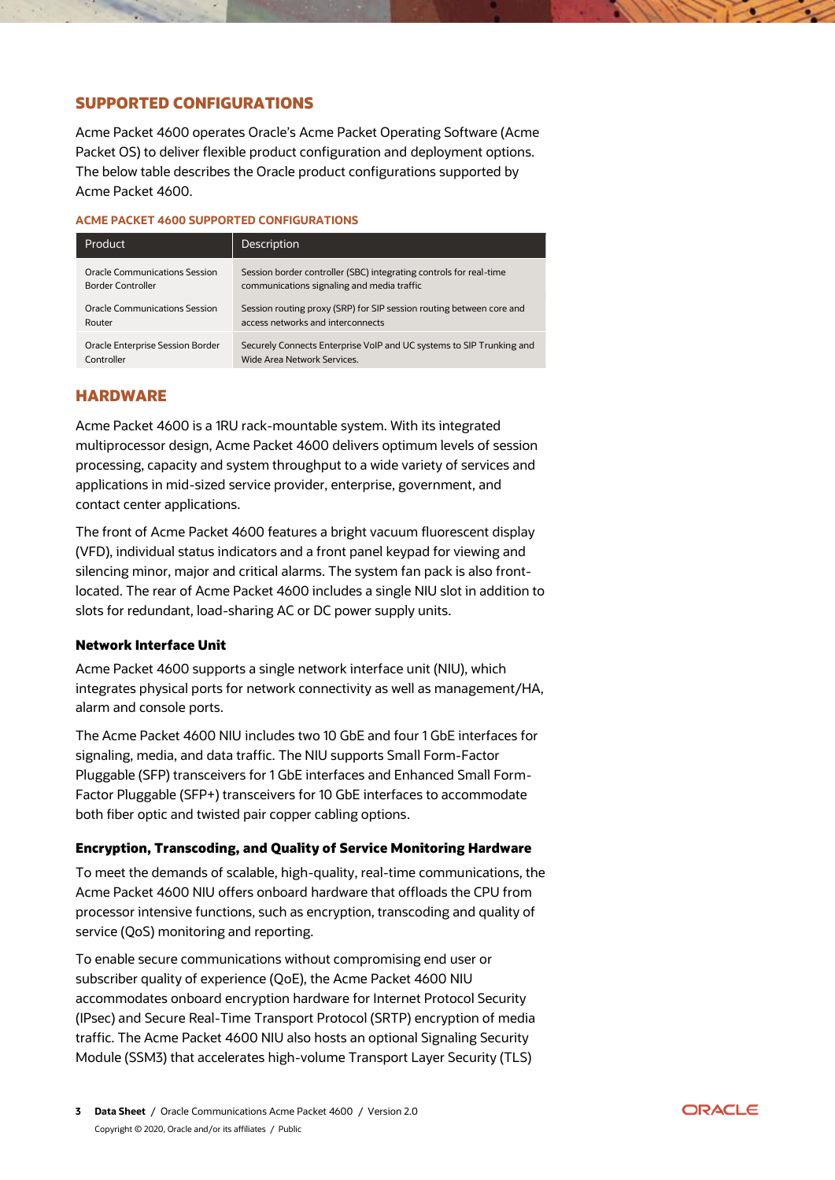## SUPPORTED CONFIGURATIONS

Acme Packet 4600 operates Oracle's Acme Packet Operating Software (Acme Packet OS) to deliver flexible product configuration and deployment options. The below table describes the Oracle product configurations supported by Acme Packet 4600.

### ACME PACKET 4600 SUPPORTED CONFIGURATIONS

| Product | Description |
|---|---|
| Oracle Communications Session Border Controller | Session border controller (SBC) integrating controls for real-time communications signaling and media traffic |
| Oracle Communications Session Router | Session routing proxy (SRP) for SIP session routing between core and access networks and interconnects |
| Oracle Enterprise Session Border Controller | Securely Connects Enterprise VoIP and UC systems to SIP Trunking and Wide Area Network Services. |

## HARDWARE

Acme Packet 4600 is a 1RU rack-mountable system. With its integrated multiprocessor design, Acme Packet 4600 delivers optimum levels of session processing, capacity and system throughput to a wide variety of services and applications in mid-sized service provider, enterprise, government, and contact center applications.

The front of Acme Packet 4600 features a bright vacuum fluorescent display (VFD), individual status indicators and a front panel keypad for viewing and silencing minor, major and critical alarms. The system fan pack is also front-located. The rear of Acme Packet 4600 includes a single NIU slot in addition to slots for redundant, load-sharing AC or DC power supply units.

### Network Interface Unit

Acme Packet 4600 supports a single network interface unit (NIU), which integrates physical ports for network connectivity as well as management/HA, alarm and console ports.

The Acme Packet 4600 NIU includes two 10 GbE and four 1 GbE interfaces for signaling, media, and data traffic. The NIU supports Small Form-Factor Pluggable (SFP) transceivers for 1 GbE interfaces and Enhanced Small Form-Factor Pluggable (SFP+) transceivers for 10 GbE interfaces to accommodate both fiber optic and twisted pair copper cabling options.

### Encryption, Transcoding, and Quality of Service Monitoring Hardware

To meet the demands of scalable, high-quality, real-time communications, the Acme Packet 4600 NIU offers onboard hardware that offloads the CPU from processor intensive functions, such as encryption, transcoding and quality of service (QoS) monitoring and reporting.

To enable secure communications without compromising end user or subscriber quality of experience (QoE), the Acme Packet 4600 NIU accommodates onboard encryption hardware for Internet Protocol Security (IPsec) and Secure Real-Time Transport Protocol (SRTP) encryption of media traffic. The Acme Packet 4600 NIU also hosts an optional Signaling Security Module (SSM3) that accelerates high-volume Transport Layer Security (TLS)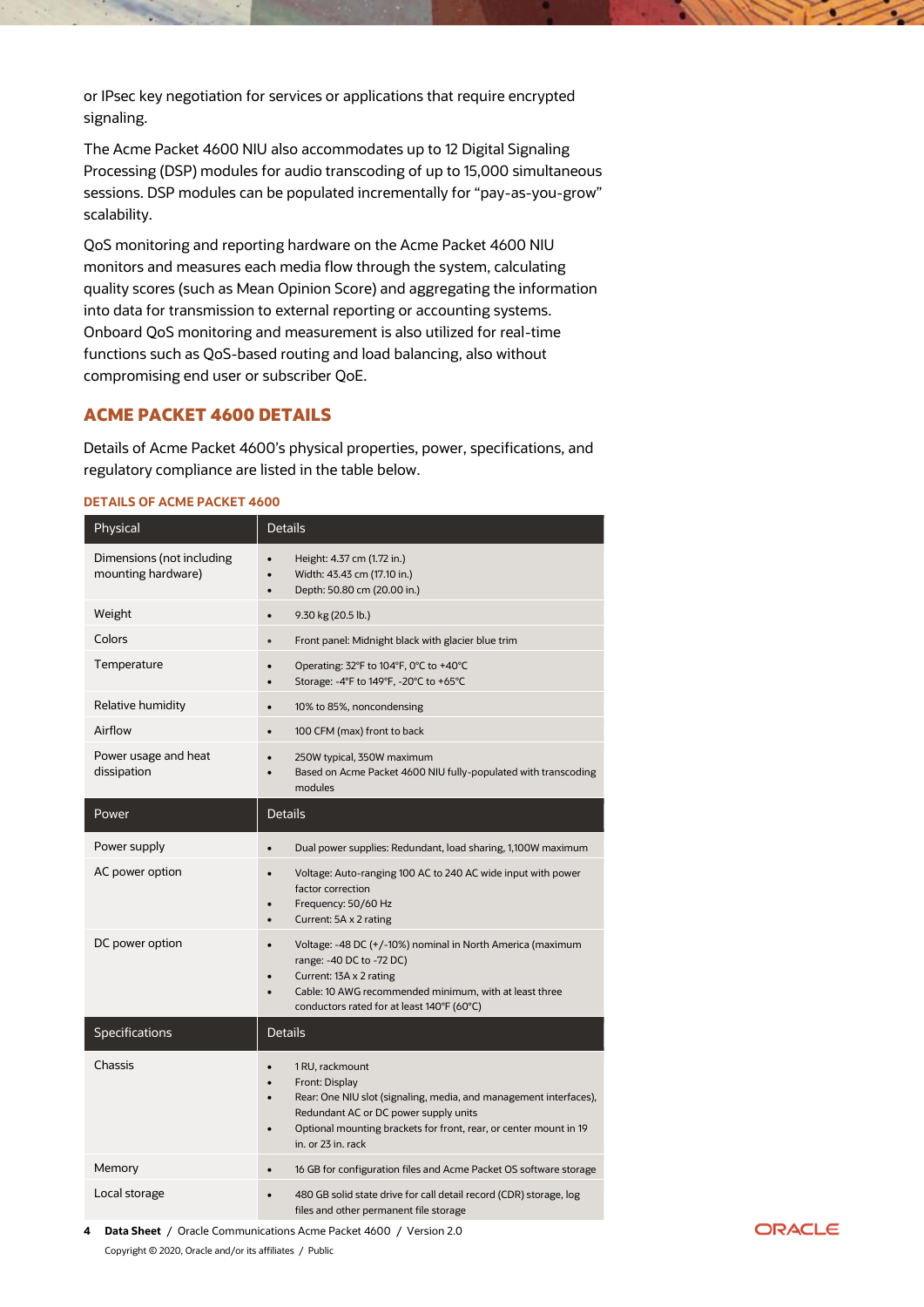or IPsec key negotiation for services or applications that require encrypted signaling.

The Acme Packet 4600 NIU also accommodates up to 12 Digital Signaling Processing (DSP) modules for audio transcoding of up to 15,000 simultaneous sessions. DSP modules can be populated incrementally for “pay-as-you-grow” scalability.

QoS monitoring and reporting hardware on the Acme Packet 4600 NIU monitors and measures each media flow through the system, calculating quality scores (such as Mean Opinion Score) and aggregating the information into data for transmission to external reporting or accounting systems. Onboard QoS monitoring and measurement is also utilized for real-time functions such as QoS-based routing and load balancing, also without compromising end user or subscriber QoE.

## ACME PACKET 4600 DETAILS

Details of Acme Packet 4600’s physical properties, power, specifications, and regulatory compliance are listed in the table below.

### DETAILS OF ACME PACKET 4600

| Physical | Details |
|---|---|
| Dimensions (not including mounting hardware) | • Height: 4.37 cm (1.72 in.)<br>• Width: 43.43 cm (17.10 in.)<br>• Depth: 50.80 cm (20.00 in.) |
| Weight | • 9.30 kg (20.5 lb.) |
| Colors | • Front panel: Midnight black with glacier blue trim |
| Temperature | • Operating: 32°F to 104°F, 0°C to +40°C<br>• Storage: -4°F to 149°F, -20°C to +65°C |
| Relative humidity | • 10% to 85%, noncondensing |
| Airflow | • 100 CFM (max) front to back |
| Power usage and heat dissipation | • 250W typical, 350W maximum<br>• Based on Acme Packet 4600 NIU fully-populated with transcoding modules |
| **Power** | **Details** |
| Power supply | • Dual power supplies: Redundant, load sharing, 1,100W maximum |
| AC power option | • Voltage: Auto-ranging 100 AC to 240 AC wide input with power factor correction<br>• Frequency: 50/60 Hz<br>• Current: 5A x 2 rating |
| DC power option | • Voltage: -48 DC (+/-10%) nominal in North America (maximum range: -40 DC to -72 DC)<br>• Current: 13A x 2 rating<br>• Cable: 10 AWG recommended minimum, with at least three conductors rated for at least 140°F (60°C) |
| **Specifications** | **Details** |
| Chassis | • 1 RU, rackmount<br>• Front: Display<br>• Rear: One NIU slot (signaling, media, and management interfaces), Redundant AC or DC power supply units<br>• Optional mounting brackets for front, rear, or center mount in 19 in. or 23 in. rack |
| Memory | • 16 GB for configuration files and Acme Packet OS software storage |
| Local storage | • 480 GB solid state drive for call detail record (CDR) storage, log files and other permanent file storage |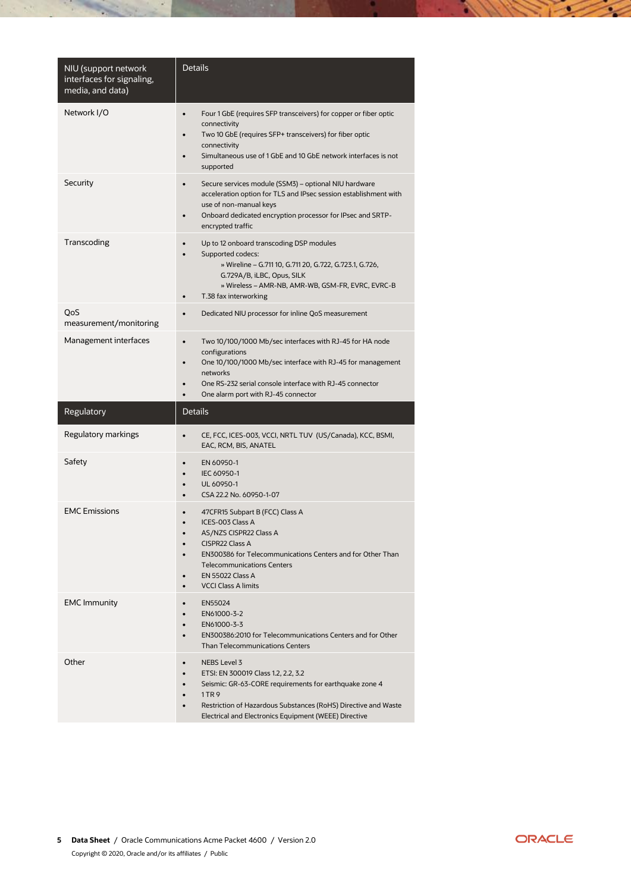| NIU (support network interfaces for signaling, media, and data) | Details |
| --- | --- |
| Network I/O | • Four 1 GbE (requires SFP transceivers) for copper or fiber optic connectivity<br>• Two 10 GbE (requires SFP+ transceivers) for fiber optic connectivity<br>• Simultaneous use of 1 GbE and 10 GbE network interfaces is not supported |
| Security | • Secure services module (SSM3) – optional NIU hardware acceleration option for TLS and IPsec session establishment with use of non-manual keys<br>• Onboard dedicated encryption processor for IPsec and SRTP-encrypted traffic |
| Transcoding | • Up to 12 onboard transcoding DSP modules<br>• Supported codecs:<br>» Wireline – G.711 10, G.711 20, G.722, G.723.1, G.726, G.729A/B, iLBC, Opus, SILK<br>» Wireless – AMR-NB, AMR-WB, GSM-FR, EVRC, EVRC-B<br>• T.38 fax interworking |
| QoS measurement/monitoring | • Dedicated NIU processor for inline QoS measurement |
| Management interfaces | • Two 10/100/1000 Mb/sec interfaces with RJ-45 for HA node configurations<br>• One 10/100/1000 Mb/sec interface with RJ-45 for management networks<br>• One RS-232 serial console interface with RJ-45 connector<br>• One alarm port with RJ-45 connector |

| Regulatory | Details |
| --- | --- |
| Regulatory markings | • CE, FCC, ICES-003, VCCI, NRTL TUV (US/Canada), KCC, BSMI, EAC, RCM, BIS, ANATEL |
| Safety | • EN 60950-1<br>• IEC 60950-1<br>• UL 60950-1<br>• CSA 22.2 No. 60950-1-07 |
| EMC Emissions | • 47CFR15 Subpart B (FCC) Class A<br>• ICES-003 Class A<br>• AS/NZS CISPR22 Class A<br>• CISPR22 Class A<br>• EN300386 for Telecommunications Centers and for Other Than Telecommunications Centers<br>• EN 55022 Class A<br>• VCCI Class A limits |
| EMC Immunity | • EN55024<br>• EN61000-3-2<br>• EN61000-3-3<br>• EN300386:2010 for Telecommunications Centers and for Other Than Telecommunications Centers |
| Other | • NEBS Level 3<br>• ETSI: EN 300019 Class 1.2, 2.2, 3.2<br>• Seismic: GR-63-CORE requirements for earthquake zone 4<br>• 1 TR 9<br>• Restriction of Hazardous Substances (RoHS) Directive and Waste Electrical and Electronics Equipment (WEEE) Directive |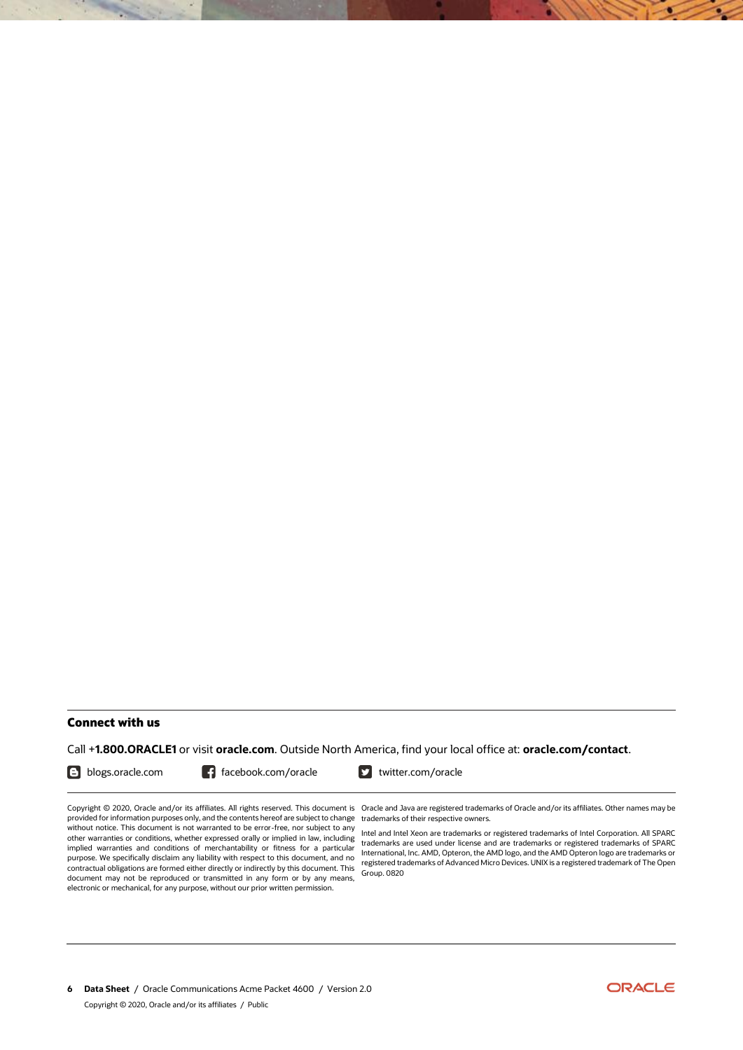## Connect with us

Call +**1.800.ORACLE1** or visit **oracle.com**. Outside North America, find your local office at: **oracle.com/contact**.

blogs.oracle.com  facebook.com/oracle  twitter.com/oracle

Copyright © 2020, Oracle and/or its affiliates. All rights reserved. This document is provided for information purposes only, and the contents hereof are subject to change without notice. This document is not warranted to be error-free, nor subject to any other warranties or conditions, whether expressed orally or implied in law, including implied warranties and conditions of merchantability or fitness for a particular purpose. We specifically disclaim any liability with respect to this document, and no contractual obligations are formed either directly or indirectly by this document. This document may not be reproduced or transmitted in any form or by any means, electronic or mechanical, for any purpose, without our prior written permission.

Oracle and Java are registered trademarks of Oracle and/or its affiliates. Other names may be trademarks of their respective owners.

Intel and Intel Xeon are trademarks or registered trademarks of Intel Corporation. All SPARC trademarks are used under license and are trademarks or registered trademarks of SPARC International, Inc. AMD, Opteron, the AMD logo, and the AMD Opteron logo are trademarks or registered trademarks of Advanced Micro Devices. UNIX is a registered trademark of The Open Group. 0820